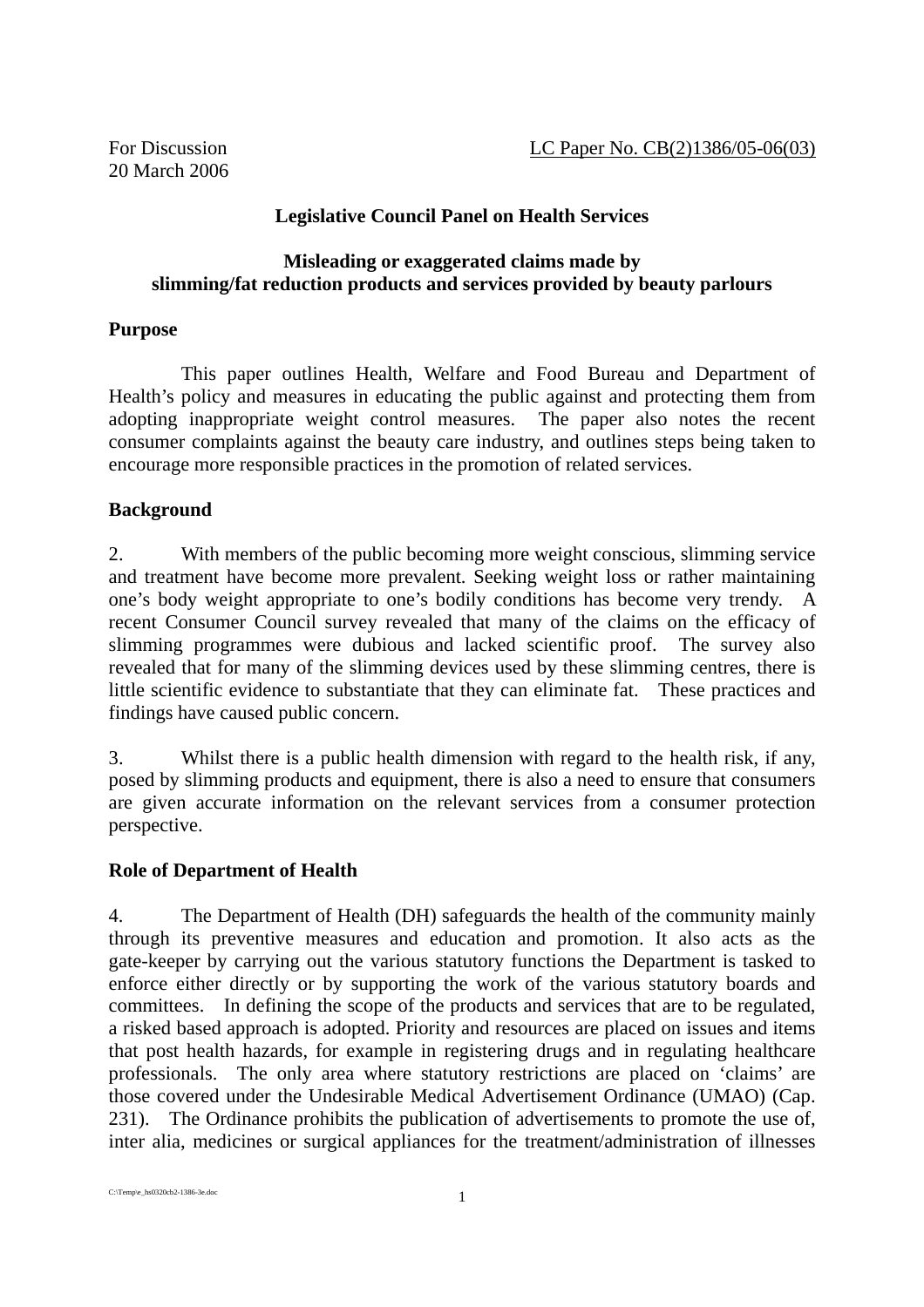For Discussion
20 March 2006

LC Paper No. CB(2)1386/05-06(03)

## Legislative Council Panel on Health Services

## Misleading or exaggerated claims made by slimming/fat reduction products and services provided by beauty parlours

### Purpose

This paper outlines Health, Welfare and Food Bureau and Department of Health's policy and measures in educating the public against and protecting them from adopting inappropriate weight control measures. The paper also notes the recent consumer complaints against the beauty care industry, and outlines steps being taken to encourage more responsible practices in the promotion of related services.

### Background

2. With members of the public becoming more weight conscious, slimming service and treatment have become more prevalent. Seeking weight loss or rather maintaining one's body weight appropriate to one's bodily conditions has become very trendy. A recent Consumer Council survey revealed that many of the claims on the efficacy of slimming programmes were dubious and lacked scientific proof. The survey also revealed that for many of the slimming devices used by these slimming centres, there is little scientific evidence to substantiate that they can eliminate fat. These practices and findings have caused public concern.

3. Whilst there is a public health dimension with regard to the health risk, if any, posed by slimming products and equipment, there is also a need to ensure that consumers are given accurate information on the relevant services from a consumer protection perspective.

### Role of Department of Health

4. The Department of Health (DH) safeguards the health of the community mainly through its preventive measures and education and promotion. It also acts as the gate-keeper by carrying out the various statutory functions the Department is tasked to enforce either directly or by supporting the work of the various statutory boards and committees. In defining the scope of the products and services that are to be regulated, a risked based approach is adopted. Priority and resources are placed on issues and items that post health hazards, for example in registering drugs and in regulating healthcare professionals. The only area where statutory restrictions are placed on 'claims' are those covered under the Undesirable Medical Advertisement Ordinance (UMAO) (Cap. 231). The Ordinance prohibits the publication of advertisements to promote the use of, inter alia, medicines or surgical appliances for the treatment/administration of illnesses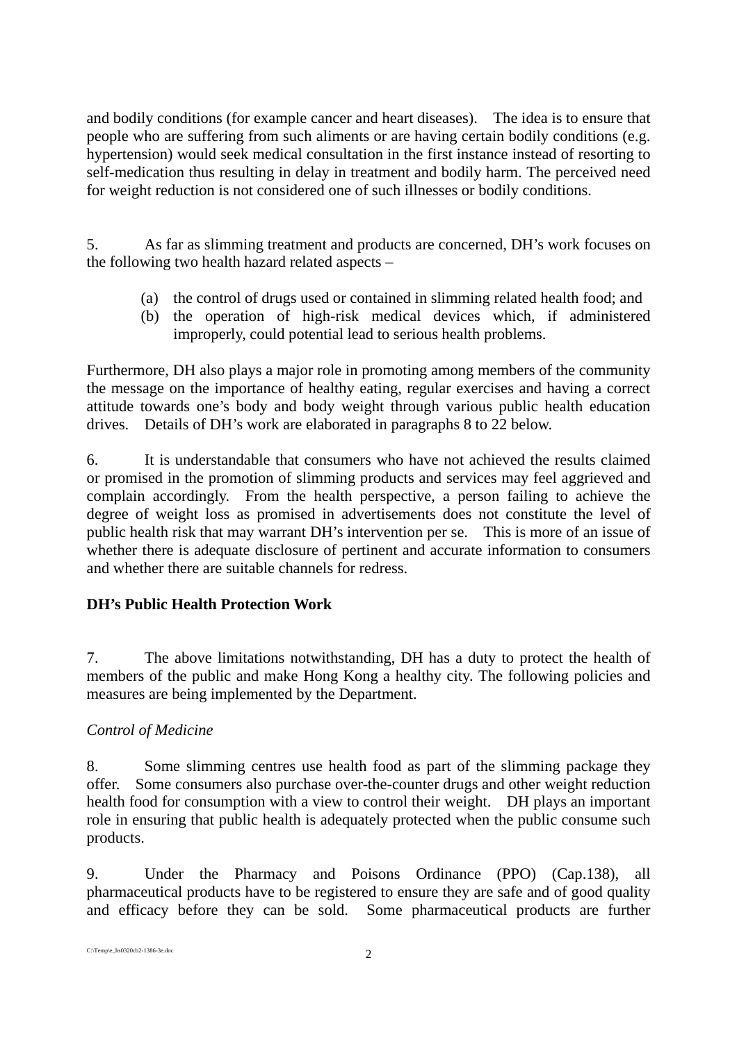and bodily conditions (for example cancer and heart diseases). The idea is to ensure that people who are suffering from such aliments or are having certain bodily conditions (e.g. hypertension) would seek medical consultation in the first instance instead of resorting to self-medication thus resulting in delay in treatment and bodily harm. The perceived need for weight reduction is not considered one of such illnesses or bodily conditions.

5. As far as slimming treatment and products are concerned, DH's work focuses on the following two health hazard related aspects –

(a) the control of drugs used or contained in slimming related health food; and
(b) the operation of high-risk medical devices which, if administered improperly, could potential lead to serious health problems.

Furthermore, DH also plays a major role in promoting among members of the community the message on the importance of healthy eating, regular exercises and having a correct attitude towards one's body and body weight through various public health education drives. Details of DH's work are elaborated in paragraphs 8 to 22 below.

6. It is understandable that consumers who have not achieved the results claimed or promised in the promotion of slimming products and services may feel aggrieved and complain accordingly. From the health perspective, a person failing to achieve the degree of weight loss as promised in advertisements does not constitute the level of public health risk that may warrant DH's intervention per se. This is more of an issue of whether there is adequate disclosure of pertinent and accurate information to consumers and whether there are suitable channels for redress.

**DH's Public Health Protection Work**

7. The above limitations notwithstanding, DH has a duty to protect the health of members of the public and make Hong Kong a healthy city. The following policies and measures are being implemented by the Department.

*Control of Medicine*

8. Some slimming centres use health food as part of the slimming package they offer. Some consumers also purchase over-the-counter drugs and other weight reduction health food for consumption with a view to control their weight. DH plays an important role in ensuring that public health is adequately protected when the public consume such products.

9. Under the Pharmacy and Poisons Ordinance (PPO) (Cap.138), all pharmaceutical products have to be registered to ensure they are safe and of good quality and efficacy before they can be sold. Some pharmaceutical products are further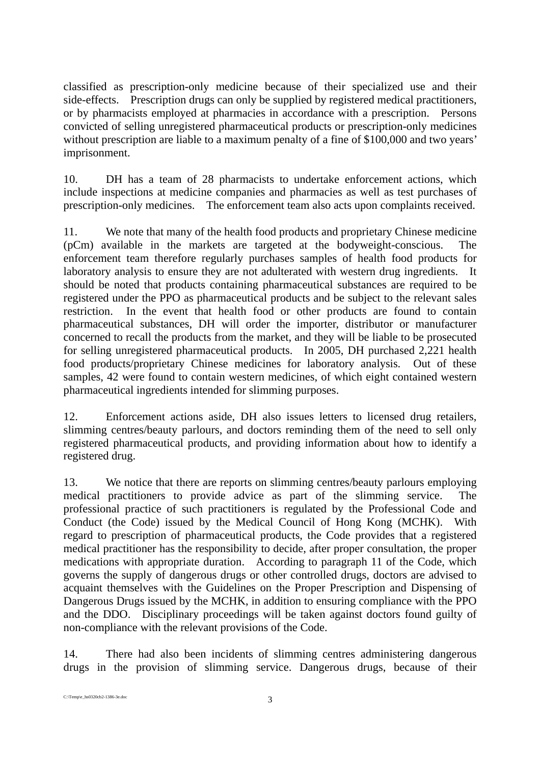classified as prescription-only medicine because of their specialized use and their side-effects. Prescription drugs can only be supplied by registered medical practitioners, or by pharmacists employed at pharmacies in accordance with a prescription. Persons convicted of selling unregistered pharmaceutical products or prescription-only medicines without prescription are liable to a maximum penalty of a fine of $100,000 and two years' imprisonment.

10. DH has a team of 28 pharmacists to undertake enforcement actions, which include inspections at medicine companies and pharmacies as well as test purchases of prescription-only medicines. The enforcement team also acts upon complaints received.

11. We note that many of the health food products and proprietary Chinese medicine (pCm) available in the markets are targeted at the bodyweight-conscious. The enforcement team therefore regularly purchases samples of health food products for laboratory analysis to ensure they are not adulterated with western drug ingredients. It should be noted that products containing pharmaceutical substances are required to be registered under the PPO as pharmaceutical products and be subject to the relevant sales restriction. In the event that health food or other products are found to contain pharmaceutical substances, DH will order the importer, distributor or manufacturer concerned to recall the products from the market, and they will be liable to be prosecuted for selling unregistered pharmaceutical products. In 2005, DH purchased 2,221 health food products/proprietary Chinese medicines for laboratory analysis. Out of these samples, 42 were found to contain western medicines, of which eight contained western pharmaceutical ingredients intended for slimming purposes.

12. Enforcement actions aside, DH also issues letters to licensed drug retailers, slimming centres/beauty parlours, and doctors reminding them of the need to sell only registered pharmaceutical products, and providing information about how to identify a registered drug.

13. We notice that there are reports on slimming centres/beauty parlours employing medical practitioners to provide advice as part of the slimming service. The professional practice of such practitioners is regulated by the Professional Code and Conduct (the Code) issued by the Medical Council of Hong Kong (MCHK). With regard to prescription of pharmaceutical products, the Code provides that a registered medical practitioner has the responsibility to decide, after proper consultation, the proper medications with appropriate duration. According to paragraph 11 of the Code, which governs the supply of dangerous drugs or other controlled drugs, doctors are advised to acquaint themselves with the Guidelines on the Proper Prescription and Dispensing of Dangerous Drugs issued by the MCHK, in addition to ensuring compliance with the PPO and the DDO. Disciplinary proceedings will be taken against doctors found guilty of non-compliance with the relevant provisions of the Code.

14. There had also been incidents of slimming centres administering dangerous drugs in the provision of slimming service. Dangerous drugs, because of their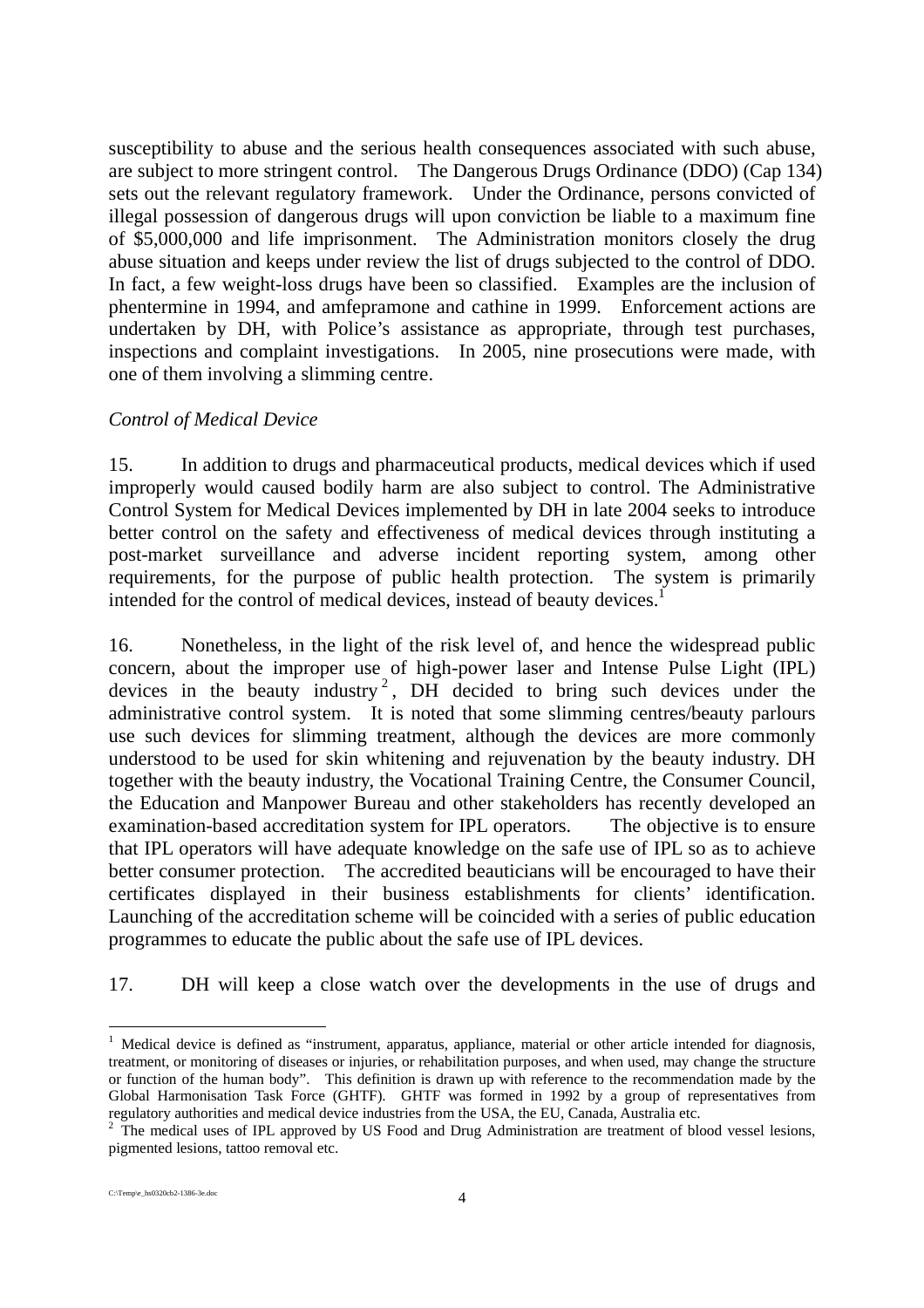susceptibility to abuse and the serious health consequences associated with such abuse, are subject to more stringent control. The Dangerous Drugs Ordinance (DDO) (Cap 134) sets out the relevant regulatory framework. Under the Ordinance, persons convicted of illegal possession of dangerous drugs will upon conviction be liable to a maximum fine of $5,000,000 and life imprisonment. The Administration monitors closely the drug abuse situation and keeps under review the list of drugs subjected to the control of DDO. In fact, a few weight-loss drugs have been so classified. Examples are the inclusion of phentermine in 1994, and amfepramone and cathine in 1999. Enforcement actions are undertaken by DH, with Police's assistance as appropriate, through test purchases, inspections and complaint investigations. In 2005, nine prosecutions were made, with one of them involving a slimming centre.

*Control of Medical Device*

15. In addition to drugs and pharmaceutical products, medical devices which if used improperly would caused bodily harm are also subject to control. The Administrative Control System for Medical Devices implemented by DH in late 2004 seeks to introduce better control on the safety and effectiveness of medical devices through instituting a post-market surveillance and adverse incident reporting system, among other requirements, for the purpose of public health protection. The system is primarily intended for the control of medical devices, instead of beauty devices.[1]

16. Nonetheless, in the light of the risk level of, and hence the widespread public concern, about the improper use of high-power laser and Intense Pulse Light (IPL) devices in the beauty industry[2], DH decided to bring such devices under the administrative control system. It is noted that some slimming centres/beauty parlours use such devices for slimming treatment, although the devices are more commonly understood to be used for skin whitening and rejuvenation by the beauty industry. DH together with the beauty industry, the Vocational Training Centre, the Consumer Council, the Education and Manpower Bureau and other stakeholders has recently developed an examination-based accreditation system for IPL operators. The objective is to ensure that IPL operators will have adequate knowledge on the safe use of IPL so as to achieve better consumer protection. The accredited beauticians will be encouraged to have their certificates displayed in their business establishments for clients' identification. Launching of the accreditation scheme will be coincided with a series of public education programmes to educate the public about the safe use of IPL devices.

17. DH will keep a close watch over the developments in the use of drugs and

---

[1] Medical device is defined as "instrument, apparatus, appliance, material or other article intended for diagnosis, treatment, or monitoring of diseases or injuries, or rehabilitation purposes, and when used, may change the structure or function of the human body". This definition is drawn up with reference to the recommendation made by the Global Harmonisation Task Force (GHTF). GHTF was formed in 1992 by a group of representatives from regulatory authorities and medical device industries from the USA, the EU, Canada, Australia etc.

[2] The medical uses of IPL approved by US Food and Drug Administration are treatment of blood vessel lesions, pigmented lesions, tattoo removal etc.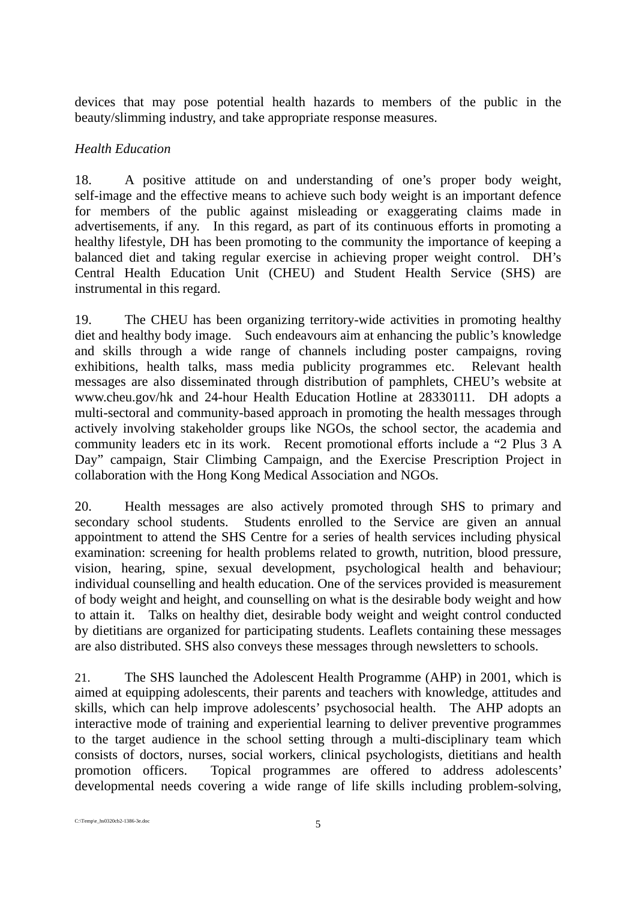devices that may pose potential health hazards to members of the public in the beauty/slimming industry, and take appropriate response measures.

*Health Education*

18. A positive attitude on and understanding of one's proper body weight, self-image and the effective means to achieve such body weight is an important defence for members of the public against misleading or exaggerating claims made in advertisements, if any. In this regard, as part of its continuous efforts in promoting a healthy lifestyle, DH has been promoting to the community the importance of keeping a balanced diet and taking regular exercise in achieving proper weight control. DH's Central Health Education Unit (CHEU) and Student Health Service (SHS) are instrumental in this regard.

19. The CHEU has been organizing territory-wide activities in promoting healthy diet and healthy body image. Such endeavours aim at enhancing the public's knowledge and skills through a wide range of channels including poster campaigns, roving exhibitions, health talks, mass media publicity programmes etc. Relevant health messages are also disseminated through distribution of pamphlets, CHEU's website at www.cheu.gov/hk and 24-hour Health Education Hotline at 28330111. DH adopts a multi-sectoral and community-based approach in promoting the health messages through actively involving stakeholder groups like NGOs, the school sector, the academia and community leaders etc in its work. Recent promotional efforts include a "2 Plus 3 A Day" campaign, Stair Climbing Campaign, and the Exercise Prescription Project in collaboration with the Hong Kong Medical Association and NGOs.

20. Health messages are also actively promoted through SHS to primary and secondary school students. Students enrolled to the Service are given an annual appointment to attend the SHS Centre for a series of health services including physical examination: screening for health problems related to growth, nutrition, blood pressure, vision, hearing, spine, sexual development, psychological health and behaviour; individual counselling and health education. One of the services provided is measurement of body weight and height, and counselling on what is the desirable body weight and how to attain it. Talks on healthy diet, desirable body weight and weight control conducted by dietitians are organized for participating students. Leaflets containing these messages are also distributed. SHS also conveys these messages through newsletters to schools.

21. The SHS launched the Adolescent Health Programme (AHP) in 2001, which is aimed at equipping adolescents, their parents and teachers with knowledge, attitudes and skills, which can help improve adolescents' psychosocial health. The AHP adopts an interactive mode of training and experiential learning to deliver preventive programmes to the target audience in the school setting through a multi-disciplinary team which consists of doctors, nurses, social workers, clinical psychologists, dietitians and health promotion officers. Topical programmes are offered to address adolescents' developmental needs covering a wide range of life skills including problem-solving,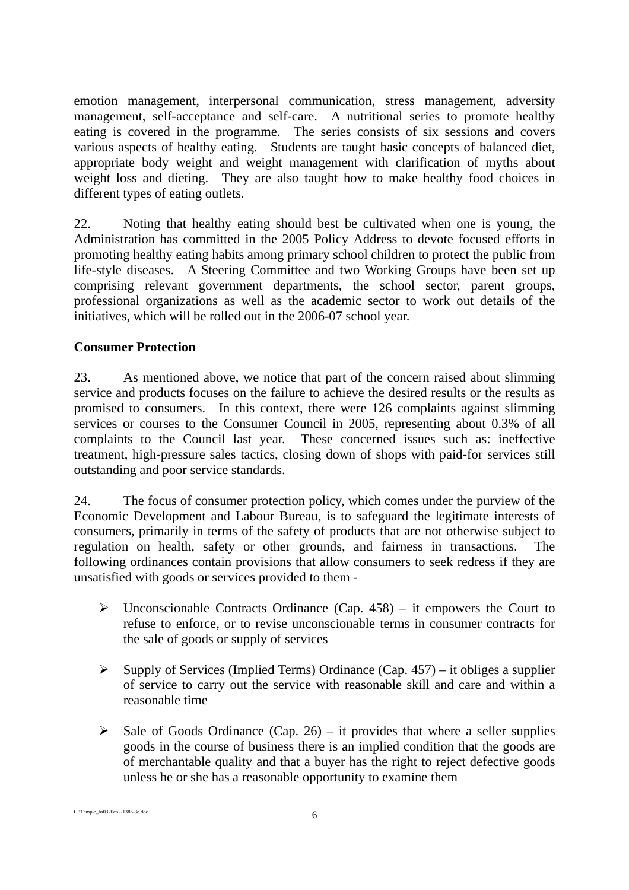emotion management, interpersonal communication, stress management, adversity management, self-acceptance and self-care. A nutritional series to promote healthy eating is covered in the programme. The series consists of six sessions and covers various aspects of healthy eating. Students are taught basic concepts of balanced diet, appropriate body weight and weight management with clarification of myths about weight loss and dieting. They are also taught how to make healthy food choices in different types of eating outlets.

22. Noting that healthy eating should best be cultivated when one is young, the Administration has committed in the 2005 Policy Address to devote focused efforts in promoting healthy eating habits among primary school children to protect the public from life-style diseases. A Steering Committee and two Working Groups have been set up comprising relevant government departments, the school sector, parent groups, professional organizations as well as the academic sector to work out details of the initiatives, which will be rolled out in the 2006-07 school year.

**Consumer Protection**

23. As mentioned above, we notice that part of the concern raised about slimming service and products focuses on the failure to achieve the desired results or the results as promised to consumers. In this context, there were 126 complaints against slimming services or courses to the Consumer Council in 2005, representing about 0.3% of all complaints to the Council last year. These concerned issues such as: ineffective treatment, high-pressure sales tactics, closing down of shops with paid-for services still outstanding and poor service standards.

24. The focus of consumer protection policy, which comes under the purview of the Economic Development and Labour Bureau, is to safeguard the legitimate interests of consumers, primarily in terms of the safety of products that are not otherwise subject to regulation on health, safety or other grounds, and fairness in transactions. The following ordinances contain provisions that allow consumers to seek redress if they are unsatisfied with goods or services provided to them -

- Unconscionable Contracts Ordinance (Cap. 458) – it empowers the Court to refuse to enforce, or to revise unconscionable terms in consumer contracts for the sale of goods or supply of services

- Supply of Services (Implied Terms) Ordinance (Cap. 457) – it obliges a supplier of service to carry out the service with reasonable skill and care and within a reasonable time

- Sale of Goods Ordinance (Cap. 26) – it provides that where a seller supplies goods in the course of business there is an implied condition that the goods are of merchantable quality and that a buyer has the right to reject defective goods unless he or she has a reasonable opportunity to examine them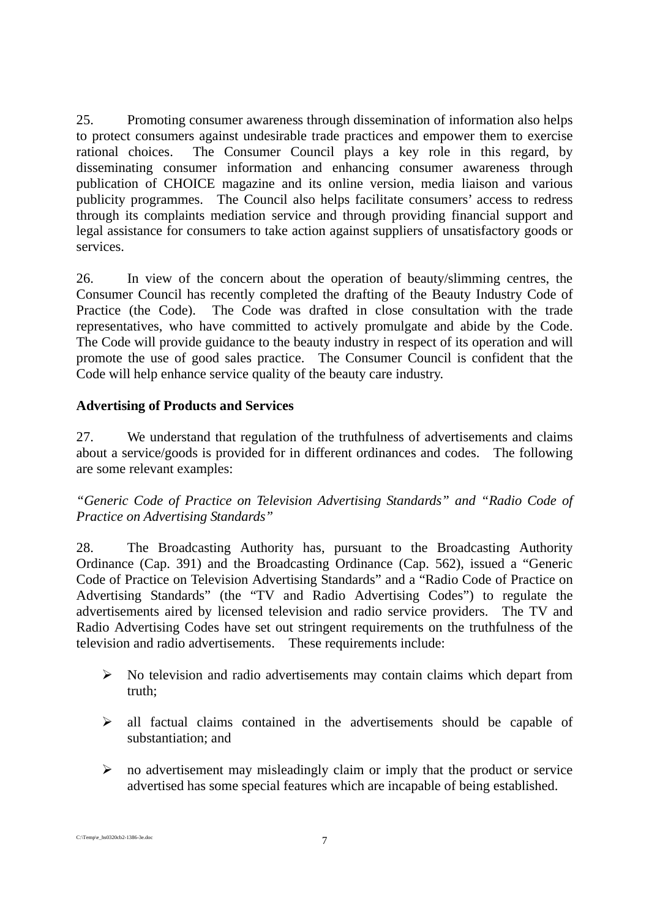25. Promoting consumer awareness through dissemination of information also helps to protect consumers against undesirable trade practices and empower them to exercise rational choices. The Consumer Council plays a key role in this regard, by disseminating consumer information and enhancing consumer awareness through publication of CHOICE magazine and its online version, media liaison and various publicity programmes. The Council also helps facilitate consumers' access to redress through its complaints mediation service and through providing financial support and legal assistance for consumers to take action against suppliers of unsatisfactory goods or services.

26. In view of the concern about the operation of beauty/slimming centres, the Consumer Council has recently completed the drafting of the Beauty Industry Code of Practice (the Code). The Code was drafted in close consultation with the trade representatives, who have committed to actively promulgate and abide by the Code. The Code will provide guidance to the beauty industry in respect of its operation and will promote the use of good sales practice. The Consumer Council is confident that the Code will help enhance service quality of the beauty care industry.

**Advertising of Products and Services**

27. We understand that regulation of the truthfulness of advertisements and claims about a service/goods is provided for in different ordinances and codes. The following are some relevant examples:

*"Generic Code of Practice on Television Advertising Standards" and "Radio Code of Practice on Advertising Standards"*

28. The Broadcasting Authority has, pursuant to the Broadcasting Authority Ordinance (Cap. 391) and the Broadcasting Ordinance (Cap. 562), issued a "Generic Code of Practice on Television Advertising Standards" and a "Radio Code of Practice on Advertising Standards" (the "TV and Radio Advertising Codes") to regulate the advertisements aired by licensed television and radio service providers. The TV and Radio Advertising Codes have set out stringent requirements on the truthfulness of the television and radio advertisements. These requirements include:

- No television and radio advertisements may contain claims which depart from truth;
- all factual claims contained in the advertisements should be capable of substantiation; and
- no advertisement may misleadingly claim or imply that the product or service advertised has some special features which are incapable of being established.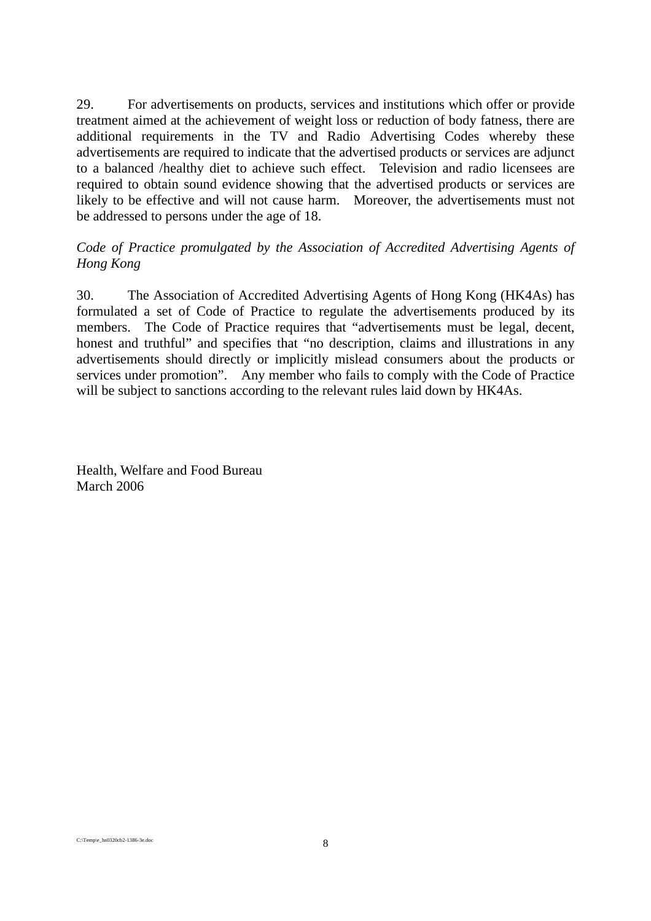29. For advertisements on products, services and institutions which offer or provide treatment aimed at the achievement of weight loss or reduction of body fatness, there are additional requirements in the TV and Radio Advertising Codes whereby these advertisements are required to indicate that the advertised products or services are adjunct to a balanced /healthy diet to achieve such effect. Television and radio licensees are required to obtain sound evidence showing that the advertised products or services are likely to be effective and will not cause harm. Moreover, the advertisements must not be addressed to persons under the age of 18.

*Code of Practice promulgated by the Association of Accredited Advertising Agents of Hong Kong*

30. The Association of Accredited Advertising Agents of Hong Kong (HK4As) has formulated a set of Code of Practice to regulate the advertisements produced by its members. The Code of Practice requires that “advertisements must be legal, decent, honest and truthful” and specifies that “no description, claims and illustrations in any advertisements should directly or implicitly mislead consumers about the products or services under promotion”. Any member who fails to comply with the Code of Practice will be subject to sanctions according to the relevant rules laid down by HK4As.

Health, Welfare and Food Bureau
March 2006